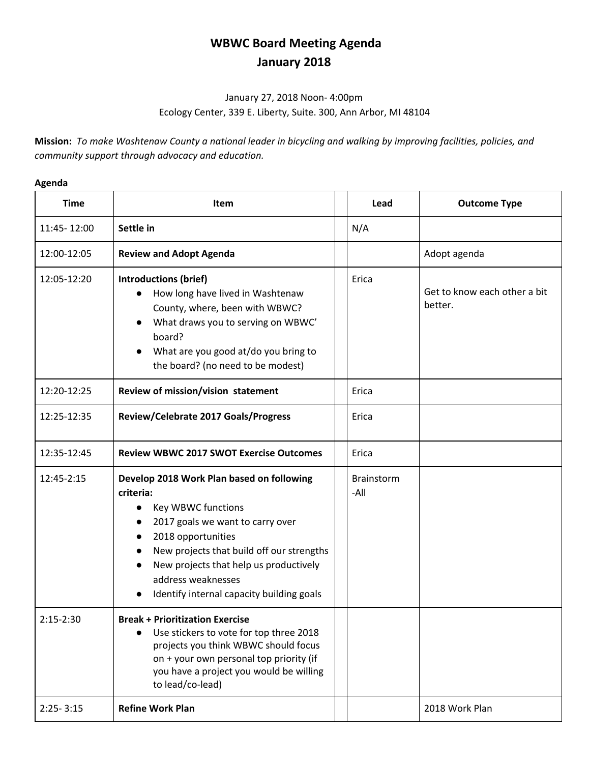# WBWC Board Meeting Agenda
# January 2018

January 27, 2018 Noon- 4:00pm
Ecology Center, 339 E. Liberty, Suite. 300, Ann Arbor, MI 48104

**Mission:** *To make Washtenaw County a national leader in bicycling and walking by improving facilities, policies, and community support through advocacy and education.*

**Agenda**

| Time | Item | | Lead | Outcome Type |
|---|---|---|---|---|
| 11:45- 12:00 | **Settle in** | | N/A | |
| 12:00-12:05 | **Review and Adopt Agenda** | | | Adopt agenda |
| 12:05-12:20 | **Introductions (brief)**<br>● How long have lived in Washtenaw County, where, been with WBWC?<br>● What draws you to serving on WBWC' board?<br>● What are you good at/do you bring to the board? (no need to be modest) | | Erica | Get to know each other a bit better. |
| 12:20-12:25 | **Review of mission/vision statement** | | Erica | |
| 12:25-12:35 | **Review/Celebrate 2017 Goals/Progress** | | Erica | |
| 12:35-12:45 | **Review WBWC 2017 SWOT Exercise Outcomes** | | Erica | |
| 12:45-2:15 | **Develop 2018 Work Plan based on following criteria:**<br>● Key WBWC functions<br>● 2017 goals we want to carry over<br>● 2018 opportunities<br>● New projects that build off our strengths<br>● New projects that help us productively address weaknesses<br>● Identify internal capacity building goals | | Brainstorm -All | |
| 2:15-2:30 | **Break + Prioritization Exercise**<br>● Use stickers to vote for top three 2018 projects you think WBWC should focus on + your own personal top priority (if you have a project you would be willing to lead/co-lead) | | | |
| 2:25- 3:15 | **Refine Work Plan** | | | 2018 Work Plan |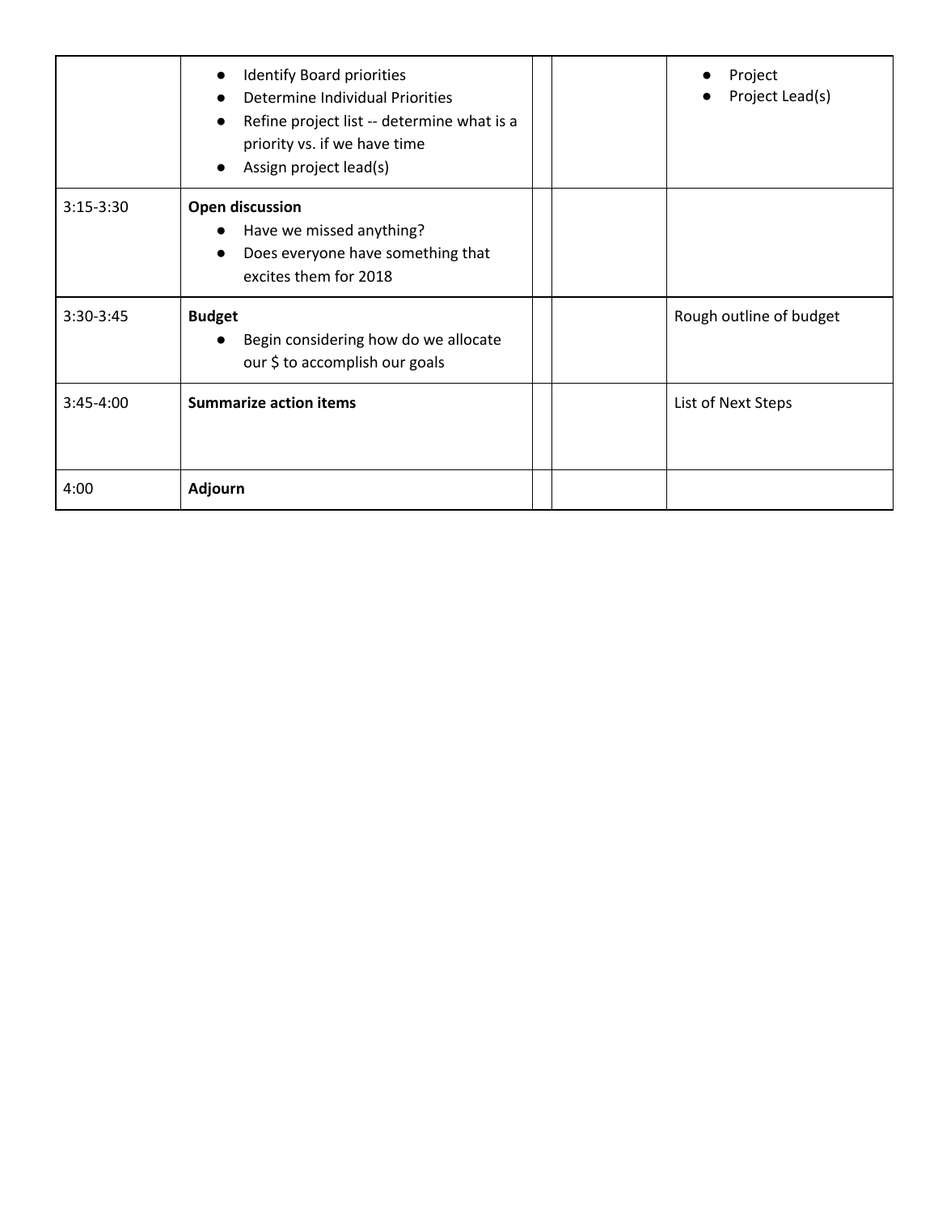| | | | | |
|---|---|---|---|---|
| | ● Identify Board priorities<br>● Determine Individual Priorities<br>● Refine project list -- determine what is a priority vs. if we have time<br>● Assign project lead(s) | | | ● Project<br>● Project Lead(s) |
| 3:15-3:30 | **Open discussion**<br>● Have we missed anything?<br>● Does everyone have something that excites them for 2018 | | | |
| 3:30-3:45 | **Budget**<br>● Begin considering how do we allocate our $ to accomplish our goals | | | Rough outline of budget |
| 3:45-4:00 | **Summarize action items** | | | List of Next Steps |
| 4:00 | **Adjourn** | | | |